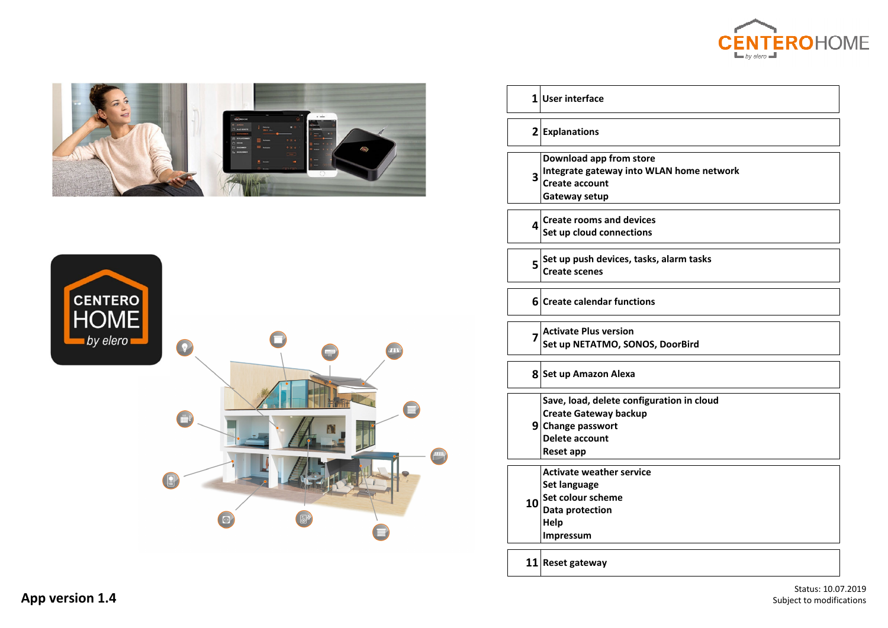# CENTEROHOME by elero

| | |
|---|---|
| 1 | User interface |
| 2 | Explanations |
| 3 | Download app from store<br>Integrate gateway into WLAN home network<br>Create account<br>Gateway setup |
| 4 | Create rooms and devices<br>Set up cloud connections |
| 5 | Set up push devices, tasks, alarm tasks<br>Create scenes |
| 6 | Create calendar functions |
| 7 | Activate Plus version<br>Set up NETATMO, SONOS, DoorBird |
| 8 | Set up Amazon Alexa |
| 9 | Save, load, delete configuration in cloud<br>Create Gateway backup<br>Change passwort<br>Delete account<br>Reset app |
| 10 | Activate weather service<br>Set language<br>Set colour scheme<br>Data protection<br>Help<br>Impressum |
| 11 | Reset gateway |

**App version 1.4**

Status: 10.07.2019
Subject to modifications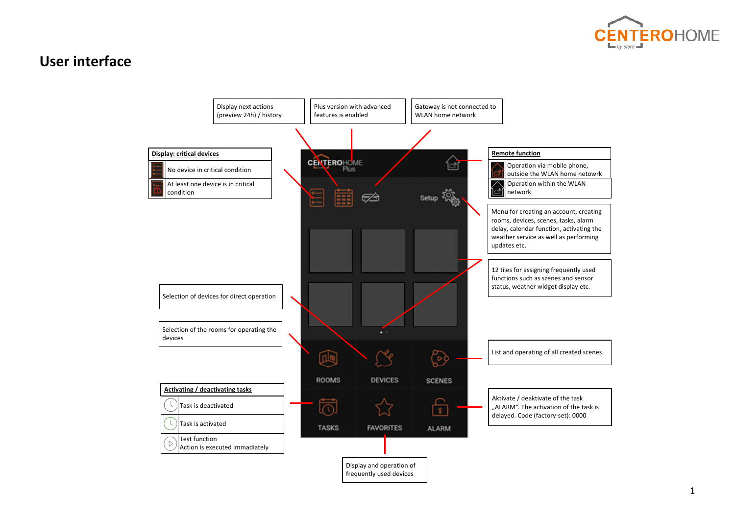# User interface

Display next actions (preview 24h) / history

Plus version with advanced features is enabled

Gateway is not connected to WLAN home network

| Display: critical devices |
|---|
| No device in critical condition |
| At least one device is in critical condition |

| Remote function |
|---|
| Operation via mobile phone, outside the WLAN home netowrk |
| Operation within the WLAN network |

Menu for creating an account, creating rooms, devices, scenes, tasks, alarm delay, calendar function, activating the weather service as well as performing updates etc.

12 tiles for assigning frequently used functions such as szenes and sensor status, weather widget display etc.

Selection of devices for direct operation

Selection of the rooms for operating the devices

List and operating of all created scenes

| Activating / deactivating tasks |
|---|
| Task is deactivated |
| Task is activated |
| Test function Action is executed immadiately |

Aktivate / deaktivate of the task „ALARM“. The activation of the task is delayed. Code (factory-set): 0000

Display and operation of frequently used devices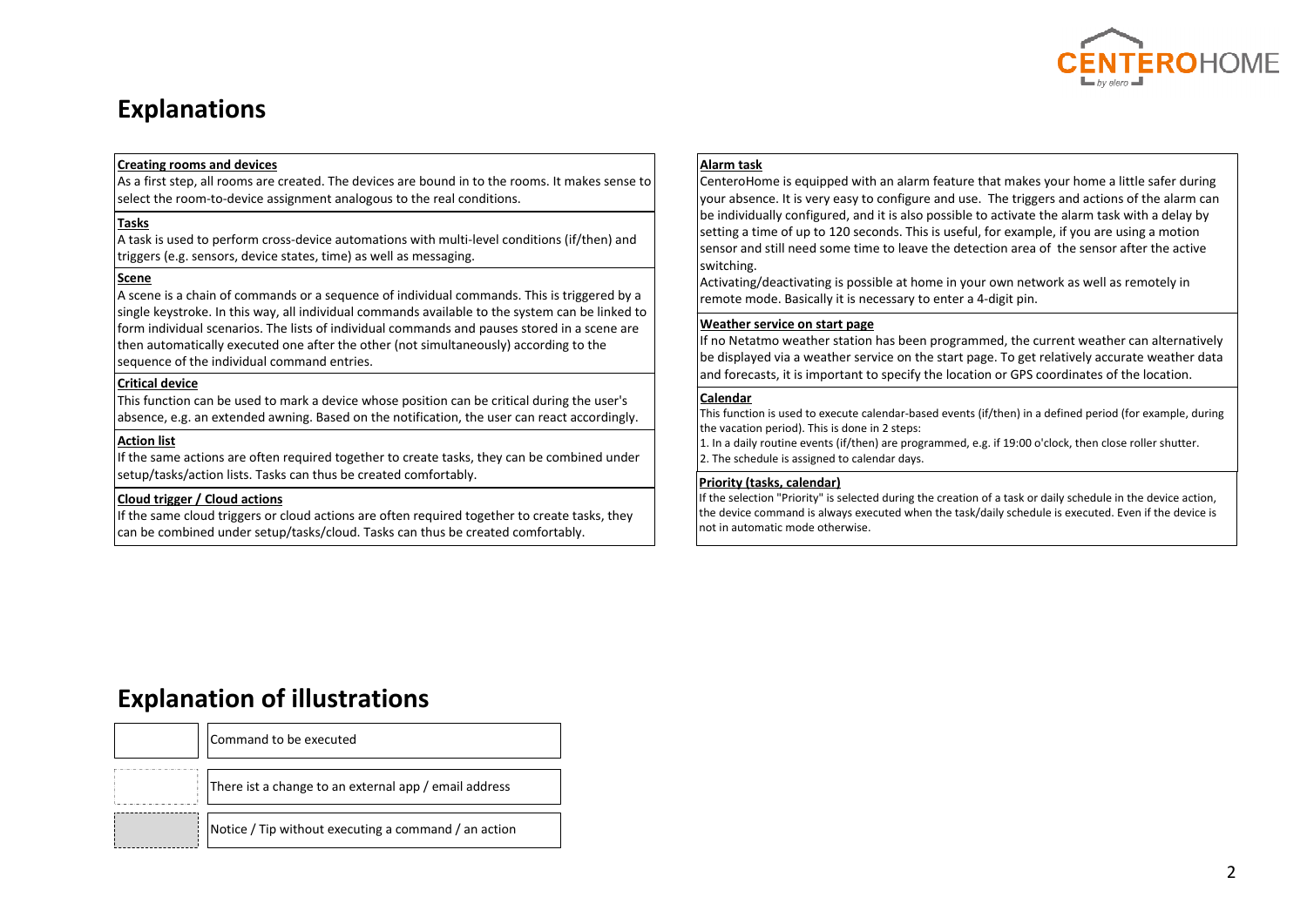## Explanations

**Creating rooms and devices**

As a first step, all rooms are created. The devices are bound in to the rooms. It makes sense to select the room-to-device assignment analogous to the real conditions.

**Tasks**

A task is used to perform cross-device automations with multi-level conditions (if/then) and triggers (e.g. sensors, device states, time) as well as messaging.

**Scene**

A scene is a chain of commands or a sequence of individual commands. This is triggered by a single keystroke. In this way, all individual commands available to the system can be linked to form individual scenarios. The lists of individual commands and pauses stored in a scene are then automatically executed one after the other (not simultaneously) according to the sequence of the individual command entries.

**Critical device**

This function can be used to mark a device whose position can be critical during the user's absence, e.g. an extended awning. Based on the notification, the user can react accordingly.

**Action list**

If the same actions are often required together to create tasks, they can be combined under setup/tasks/action lists. Tasks can thus be created comfortably.

**Cloud trigger / Cloud actions**

If the same cloud triggers or cloud actions are often required together to create tasks, they can be combined under setup/tasks/cloud. Tasks can thus be created comfortably.

**Alarm task**

CenteroHome is equipped with an alarm feature that makes your home a little safer during your absence. It is very easy to configure and use. The triggers and actions of the alarm can be individually configured, and it is also possible to activate the alarm task with a delay by setting a time of up to 120 seconds. This is useful, for example, if you are using a motion sensor and still need some time to leave the detection area of the sensor after the active switching.

Activating/deactivating is possible at home in your own network as well as remotely in remote mode. Basically it is necessary to enter a 4-digit pin.

**Weather service on start page**

If no Netatmo weather station has been programmed, the current weather can alternatively be displayed via a weather service on the start page. To get relatively accurate weather data and forecasts, it is important to specify the location or GPS coordinates of the location.

**Calendar**

This function is used to execute calendar-based events (if/then) in a defined period (for example, during the vacation period). This is done in 2 steps:

1. In a daily routine events (if/then) are programmed, e.g. if 19:00 o'clock, then close roller shutter.
2. The schedule is assigned to calendar days.

**Priority (tasks, calendar)**

If the selection "Priority" is selected during the creation of a task or daily schedule in the device action, the device command is always executed when the task/daily schedule is executed. Even if the device is not in automatic mode otherwise.

## Explanation of illustrations

| | |
|---|---|
| (solid box) | Command to be executed |
| (dashed box) | There ist a change to an external app / email address |
| (grey dashed box) | Notice / Tip without executing a command / an action |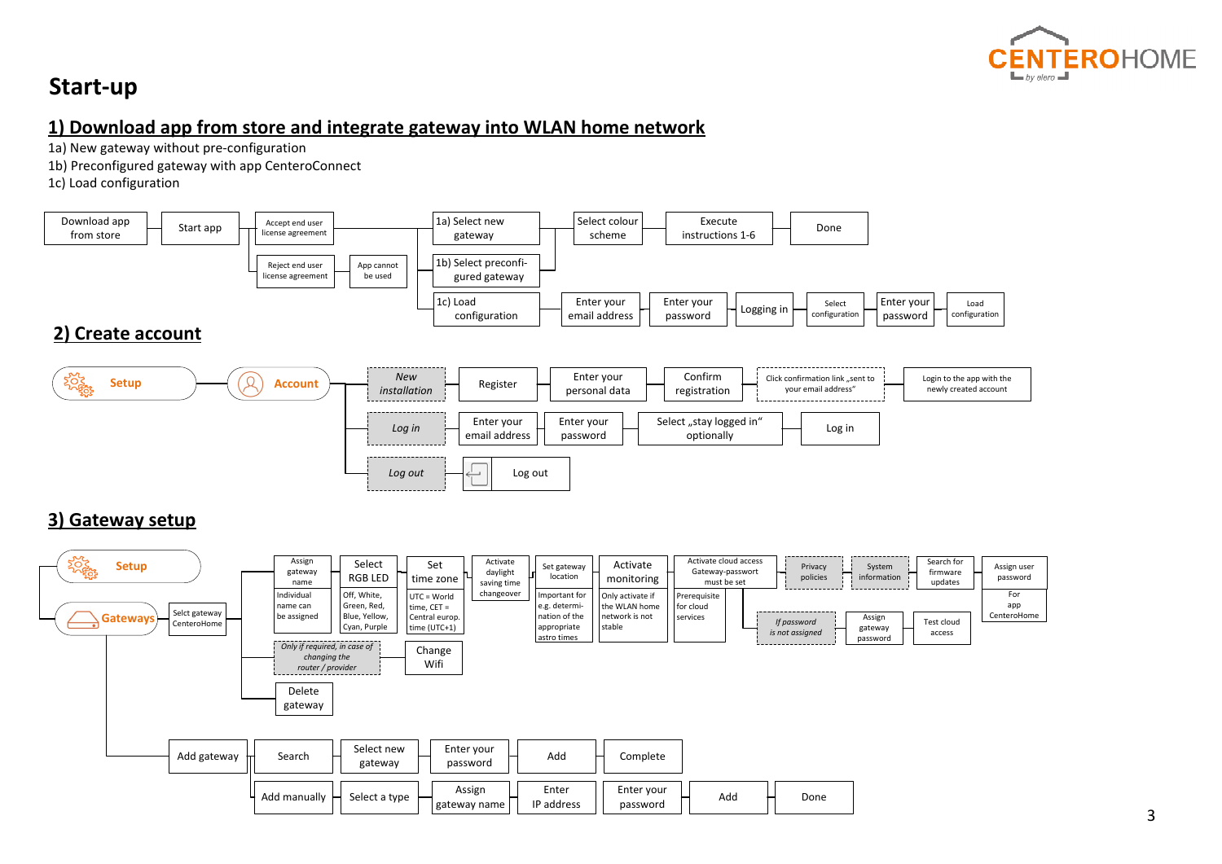# Start-up

## 1) Download app from store and integrate gateway into WLAN home network

1a) New gateway without pre-configuration
1b) Preconfigured gateway with app CenteroConnect
1c) Load configuration

Download app from store → Start app → Accept end user license agreement → 1a) Select new gateway → Select colour scheme → Execute instructions 1-6 → Done

Accept end user license agreement → 1b) Select preconfigured gateway

Accept end user license agreement → 1c) Load configuration → Enter your email address → Enter your password → Logging in → Select configuration → Enter your password → Load configuration

Start app → Reject end user license agreement → App cannot be used

## 2) Create account

Setup → Account →

- *New installation* → Register → Enter your personal data → Confirm registration → Click confirmation link „sent to your email address" → Login to the app with the newly created account
- *Log in* → Enter your email address → Enter your password → Select „stay logged in" optionally → Log in
- *Log out* → Log out

## 3) Gateway setup

Setup → Gateways → Select gateway CenteroHome →

- Assign gateway name (Individual name can be assigned) → Select RGB LED (Off, White, Green, Red, Blue, Yellow, Cyan, Purple) → Set time zone (UTC = World time, CET = Central europ. time (UTC+1)) → Activate daylight saving time changeover → Set gateway location (Important for e.g. determination of the appropriate astro times) → Activate monitoring (Only activate if the WLAN home network is not stable) → Activate cloud access Gateway-passwort must be set (Prerequisite for cloud services) → Privacy policies → System information → Search for firmware updates → Assign user password (For app CenteroHome)
  - Activate cloud access → *If password is not assigned* → Assign gateway password → Test cloud access
- *Only if required, in case of changing the router / provider* → Change Wifi
- Delete gateway

Gateways → Add gateway →

- Search → Select new gateway → Enter your password → Add → Complete
- Add manually → Select a type → Assign gateway name → Enter IP address → Enter your password → Add → Done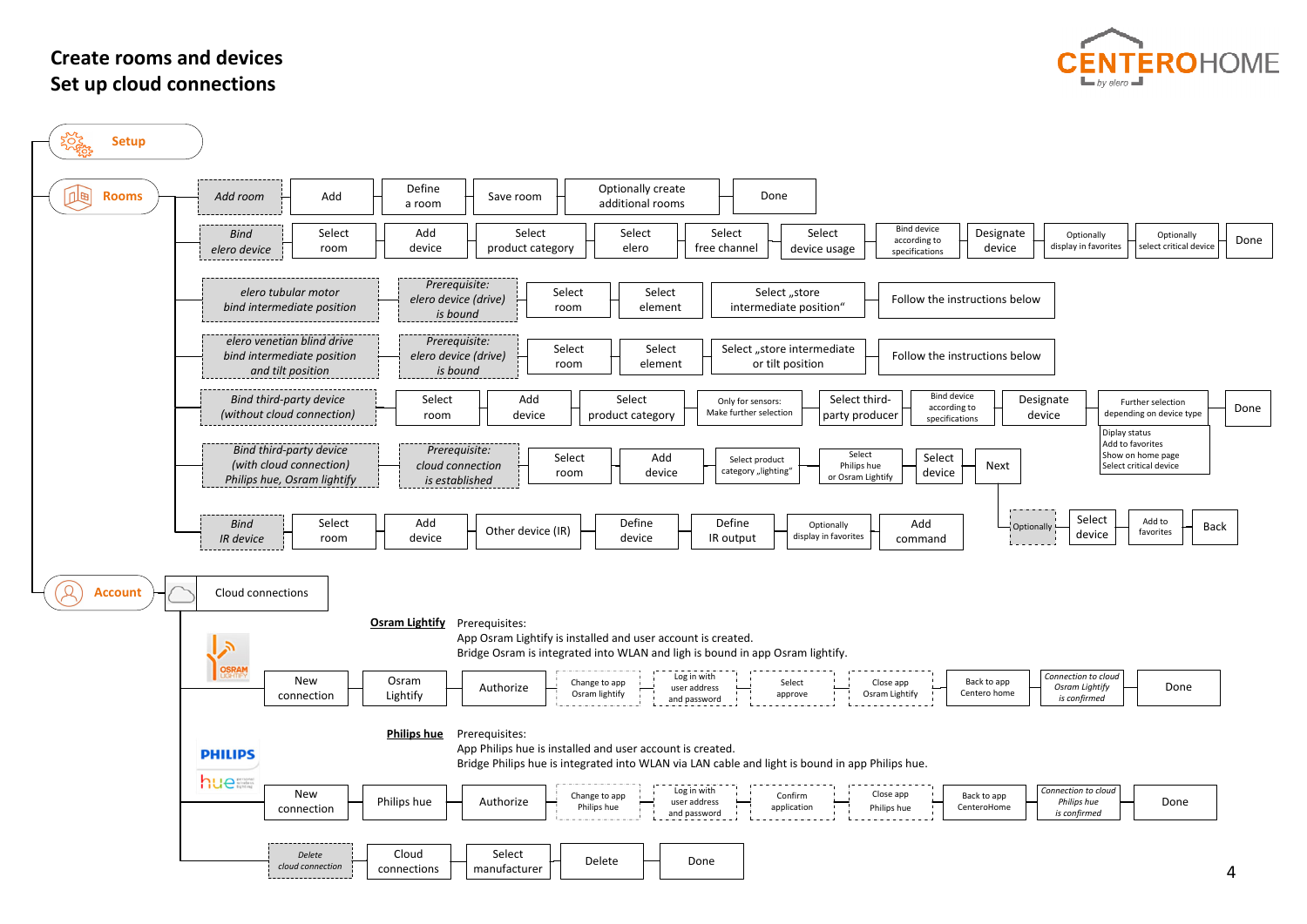# Create rooms and devices
# Set up cloud connections

CENTEROHOME by elero

## Setup

## Rooms

- *Add room* → Add → Define a room → Save room → Optionally create additional rooms → Done
- *Bind elero device* → Select room → Add device → Select product category → Select elero → Select free channel → Select device usage → Bind device according to specifications → Designate device → Optionally display in favorites → Optionally select critical device → Done
- *elero tubular motor bind intermediate position* → *Prerequisite: elero device (drive) is bound* → Select room → Select element → Select „store intermediate position" → Follow the instructions below
- *elero venetian blind drive bind intermediate position and tilt position* → *Prerequisite: elero device (drive) is bound* → Select room → Select element → Select „store intermediate or tilt position → Follow the instructions below
- *Bind third-party device (without cloud connection)* → Select room → Add device → Select product category → Only for sensors: Make further selection → Select third-party producer → Bind device according to specifications → Designate device → Further selection depending on device type (Diplay status / Add to favorites / Show on home page / Select critical device) → Done
- *Bind third-party device (with cloud connection) Philips hue, Osram lightify* → *Prerequisite: cloud connection is established* → Select room → Add device → Select product category „lighting" → Select Philips hue or Osram Lightify → Select device → Next → *Optionally* → Select device → Add to favorites → Back
- *Bind IR device* → Select room → Add device → Other device (IR) → Define device → Define IR output → Optionally display in favorites → Add command

## Account

Cloud connections

**Osram Lightify** Prerequisites:
App Osram Lightify is installed and user account is created.
Bridge Osram is integrated into WLAN and ligh is bound in app Osram lightify.

New connection → Osram Lightify → Authorize → Change to app Osram lightify → Log in with user address and password → Select approve → Close app Osram Lightify → Back to app Centero home → *Connection to cloud Osram Lightify is confirmed* → Done

**Philips hue** Prerequisites:
App Philips hue is installed and user account is created.
Bridge Philips hue is integrated into WLAN via LAN cable and light is bound in app Philips hue.

New connection → Philips hue → Authorize → Change to app Philips hue → Log in with user address and password → Confirm application → Close app Philips hue → Back to app CenteroHome → *Connection to cloud Philips hue is confirmed* → Done

*Delete cloud connection* → Cloud connections → Select manufacturer → Delete → Done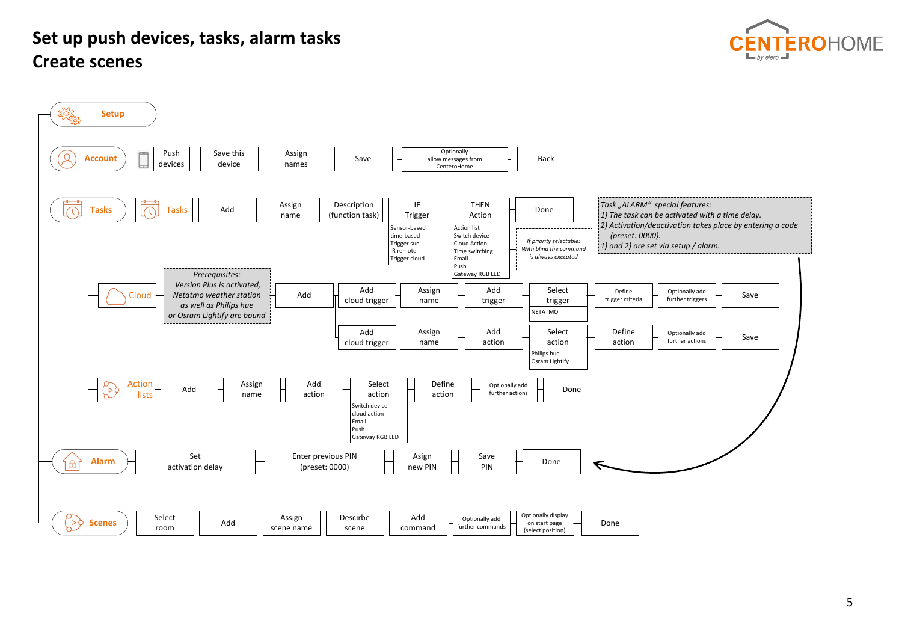# Set up push devices, tasks, alarm tasks
# Create scenes

**Setup**

**Account** → Push devices → Save this device → Assign names → Save → Optionally allow messages from CenteroHome → Back

**Tasks** → Tasks → Add → Assign name → Description (function task) → IF Trigger → THEN Action → Done

- IF Trigger:
  - Sensor-based
  - time-based
  - Trigger sun
  - IR remote
  - Trigger cloud
- THEN Action:
  - Action list
  - Switch device
  - Cloud Action
  - Time switching
  - Email
  - Push
  - Gateway RGB LED

*If priority selectable: With blind the command is always executed*

*Task „ALARM" special features:*
*1) The task can be activated with a time delay.*
*2) Activation/deactivation takes place by entering a code (preset: 0000).*
*1) and 2) are set via setup / alarm.*

**Cloud**

*Prerequisites: Version Plus is activated, Netatmo weather station as well as Philips hue or Osram Lightify are bound*

- Add → Add cloud trigger → Assign name → Add trigger → Select trigger (NETATMO) → Define trigger criteria → Optionally add further triggers → Save
- Add → Add cloud trigger → Assign name → Add action → Select action (Philips hue, Osram Lightify) → Define action → Optionally add further actions → Save

**Action lists** → Add → Assign name → Add action → Select action → Define action → Optionally add further actions → Done

- Select action:
  - Switch device
  - cloud action
  - Email
  - Push
  - Gateway RGB LED

**Alarm** → Set activation delay → Enter previous PIN (preset: 0000) → Asign new PIN → Save PIN → Done

**Scenes** → Select room → Add → Assign scene name → Describe scene → Add command → Optionally add further commands → Optionally display on start page (select position) → Done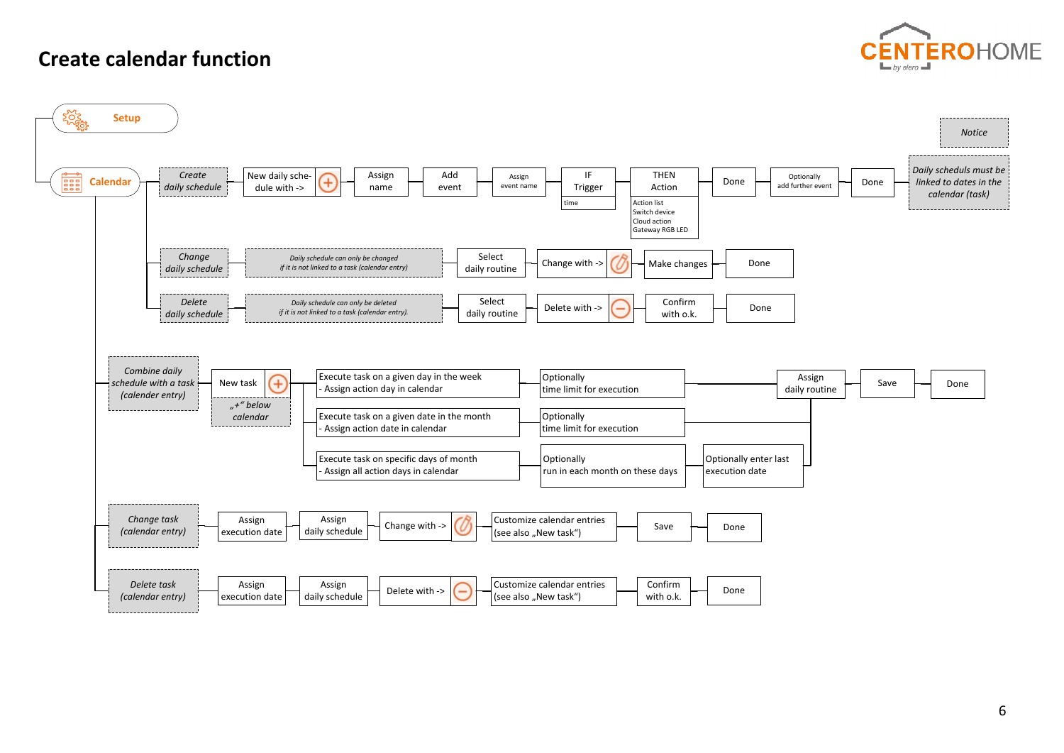# Create calendar function

**Setup**

**Calendar**

*Notice*

*Daily scheduls must be linked to dates in the calendar (task)*

## *Create daily schedule*

New daily schedule with -> (+) → Assign name → Add event → Assign event name → IF Trigger (time) → THEN Action (Action list, Switch device, Cloud action, Gateway RGB LED) → Done → Optionally add further event → Done

## *Change daily schedule*

*Daily schedule can only be changed if it is not linked to a task (calendar entry)*

Select daily routine → Change with -> → Make changes → Done

## *Delete daily schedule*

*Daily schedule can only be deleted if it is not linked to a task (calendar entry).*

Select daily routine → Delete with -> (−) → Confirm with o.k. → Done

## *Combine daily schedule with a task (calender entry)*

New task (+) — *„+“ below calendar*

- Execute task on a given day in the week - Assign action day in calendar → Optionally time limit for execution
- Execute task on a given date in the month - Assign action date in calendar → Optionally time limit for execution
- Execute task on specific days of month - Assign all action days in calendar → Optionally run in each month on these days → Optionally enter last execution date

→ Assign daily routine → Save → Done

## *Change task (calendar entry)*

Assign execution date → Assign daily schedule → Change with -> → Customize calendar entries (see also „New task“) → Save → Done

## *Delete task (calendar entry)*

Assign execution date → Assign daily schedule → Delete with -> (−) → Customize calendar entries (see also „New task“) → Confirm with o.k. → Done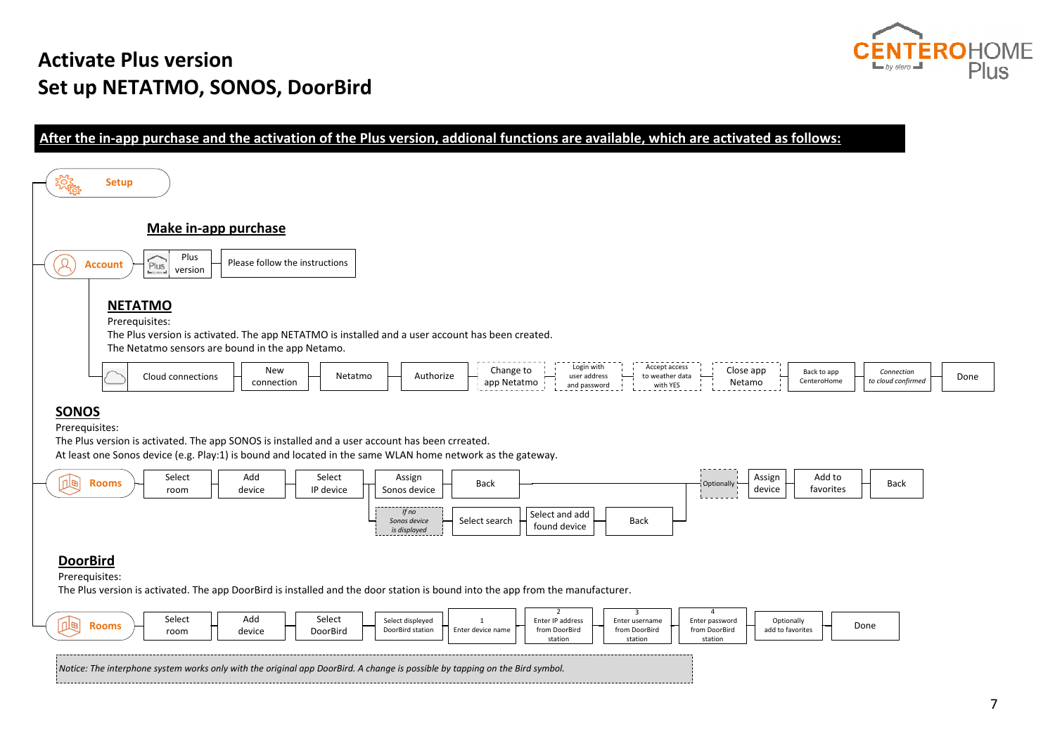# Activate Plus version
# Set up NETATMO, SONOS, DoorBird

**After the in-app purchase and the activation of the Plus version, addional functions are available, which are activated as follows:**

Setup

## Make in-app purchase

Account → Plus version → Please follow the instructions

## NETATMO

Prerequisites:
The Plus version is activated. The app NETATMO is installed and a user account has been created.
The Netatmo sensors are bound in the app Netamo.

Cloud connections → New connection → Netatmo → Authorize → Change to app Netatmo → Login with user address and password → Accept access to weather data with YES → Close app Netamo → Back to app CenteroHome → *Connection to cloud confirmed* → Done

## SONOS

Prerequisites:
The Plus version is activated. The app SONOS is installed and a user account has been crreated.
At least one Sonos device (e.g. Play:1) is bound and located in the same WLAN home network as the gateway.

Rooms → Select room → Add device → Select IP device → Assign Sonos device → Back → *Optionally* → Assign device → Add to favorites → Back

*If no Sonos device is displayed* → Select search → Select and add found device → Back

## DoorBird

Prerequisites:
The Plus version is activated. The app DoorBird is installed and the door station is bound into the app from the manufacturer.

Rooms → Select room → Add device → Select DoorBird → Select displeyed DoorBird station → 1 Enter device name → 2 Enter IP address from DoorBird station → 3 Enter username from DoorBird station → 4 Enter password from DoorBird station → Optionally add to favorites → Done

*Notice: The interphone system works only with the original app DoorBird. A change is possible by tapping on the Bird symbol.*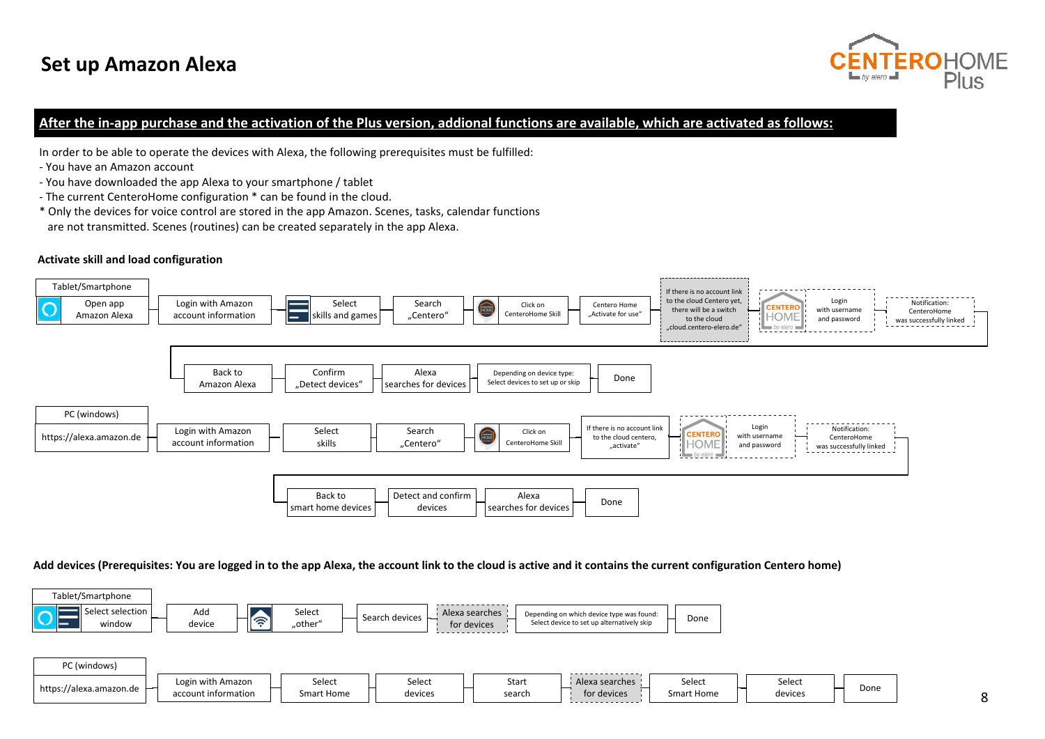# Set up Amazon Alexa

**After the in-app purchase and the activation of the Plus version, addional functions are available, which are activated as follows:**

In order to be able to operate the devices with Alexa, the following prerequisites must be fulfilled:
- You have an Amazon account
- You have downloaded the app Alexa to your smartphone / tablet
- The current CenteroHome configuration * can be found in the cloud.

\* Only the devices for voice control are stored in the app Amazon. Scenes, tasks, calendar functions are not transmitted. Scenes (routines) can be created separately in the app Alexa.

### Activate skill and load configuration

**Tablet/Smartphone**

1. Open app Amazon Alexa
2. Login with Amazon account information
3. Select skills and games
4. Search „Centero“
5. Click on CenteroHome Skill
6. Centero Home „Activate for use“
7. If there is no account link to the cloud Centero yet, there will be a switch to the cloud „cloud.centero-elero.de“
8. Login with username and password
9. Notification: CenteroHome was successfully linked
10. Back to Amazon Alexa
11. Confirm „Detect devices“
12. Alexa searches for devices
13. Depending on device type: Select devices to set up or skip
14. Done

**PC (windows)**

1. https://alexa.amazon.de
2. Login with Amazon account information
3. Select skills
4. Search „Centero“
5. Click on CenteroHome Skill
6. If there is no account link to the cloud centero, „activate“
7. Login with username and password
8. Notification: CenteroHome was successfully linked
9. Back to smart home devices
10. Detect and confirm devices
11. Alexa searches for devices
12. Done

### Add devices (Prerequisites: You are logged in to the app Alexa, the account link to the cloud is active and it contains the current configuration Centero home)

**Tablet/Smartphone**

1. Select selection window
2. Add device
3. Select „other“
4. Search devices
5. Alexa searches for devices
6. Depending on which device type was found: Select device to set up alternatively skip
7. Done

**PC (windows)**

1. https://alexa.amazon.de
2. Login with Amazon account information
3. Select Smart Home
4. Select devices
5. Start search
6. Alexa searches for devices
7. Select Smart Home
8. Select devices
9. Done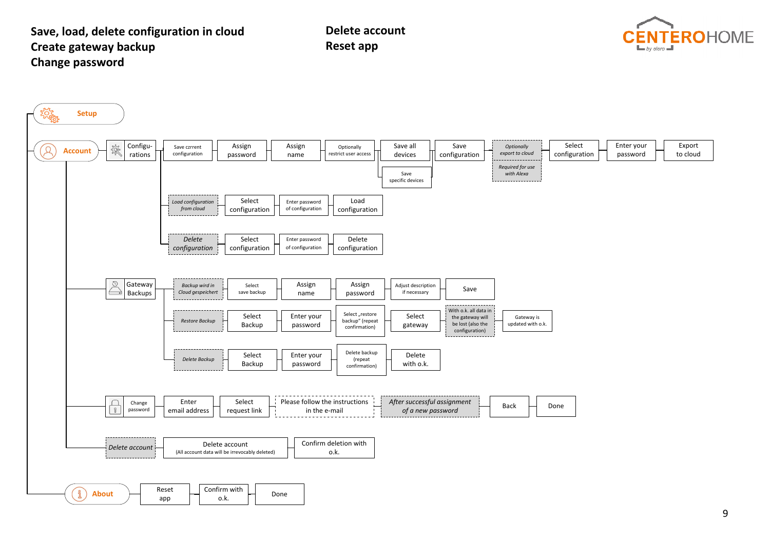**Save, load, delete configuration in cloud**
**Create gateway backup**
**Change password**

**Delete account**
**Reset app**

CENTEROHOME by alero

- **Setup**
- **Account**
  - Configu-rations
    - Save czrrent configuration → Assign password → Assign name → Optionally restrict user access → Save all devices / Save specific devices → Save configuration → *Optionally export to cloud* (*Required for use with Alexa*) → Select configuration → Enter your password → Export to cloud
    - *Load configuration from cloud* → Select configuration → Enter password of configuration → Load configuration
    - *Delete configuration* → Select configuration → Enter password of configuration → Delete configuration
  - Gateway Backups
    - *Backup wird in Cloud gespeichert* → Select save backup → Assign name → Assign password → Adjust description if necessary → Save
    - *Restore Backup* → Select Backup → Enter your password → Select „restore backup" (repeat confirmation) → Select gateway → With o.k. all data in the gateway will be lost (also the configuration) → Gateway is updated with o.k.
    - *Delete Backup* → Select Backup → Enter your password → Delete backup (repeat confirmation) → Delete with o.k.
  - Change password → Enter email address → Select request link → Please follow the instructions in the e-mail → *After successful assignment of a new password* → Back → Done
  - *Delete account* → Delete account (All account data will be irrevocably deleted) → Confirm deletion with o.k.
- **About** → Reset app → Confirm with o.k. → Done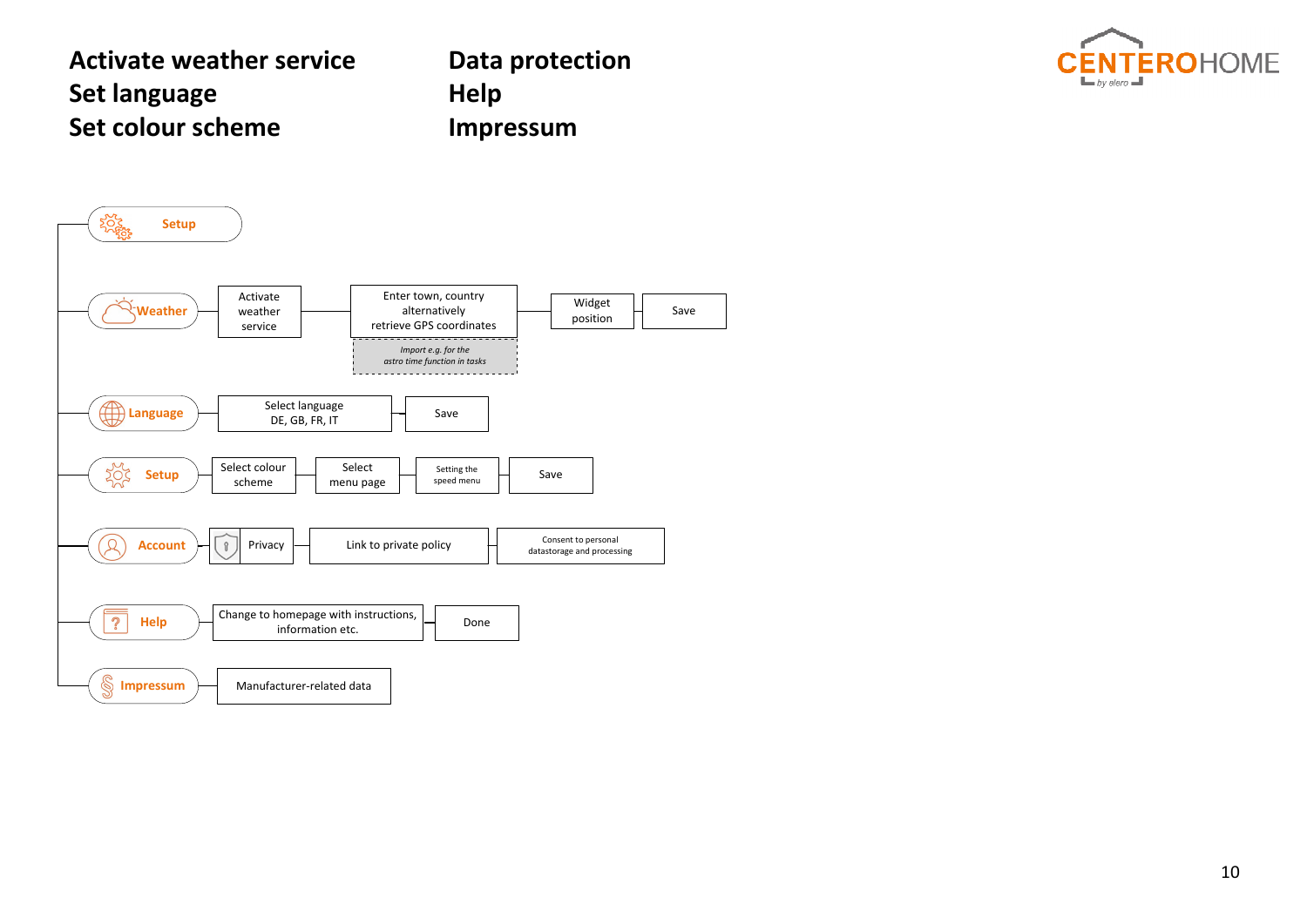**Activate weather service**
**Set language**
**Set colour scheme**

**Data protection**
**Help**
**Impressum**

CENTEROHOME by alero

- **Setup**
  - **Weather** → Activate weather service → Enter town, country alternatively retrieve GPS coordinates → Widget position → Save
    - *Import e.g. for the astro time function in tasks*
  - **Language** → Select language DE, GB, FR, IT → Save
  - **Setup** → Select colour scheme → Select menu page → Setting the speed menu → Save
  - **Account** → Privacy → Link to private policy → Consent to personal datastorage and processing
  - **Help** → Change to homepage with instructions, information etc. → Done
  - **Impressum** → Manufacturer-related data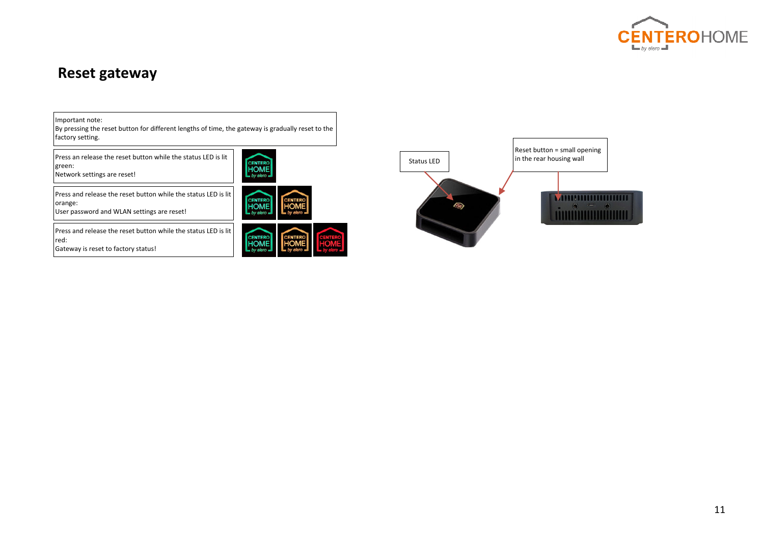# Reset gateway

Important note:
By pressing the reset button for different lengths of time, the gateway is gradually reset to the factory setting.

Press an release the reset button while the status LED is lit green:
Network settings are reset!

Press and release the reset button while the status LED is lit orange:
User password and WLAN settings are reset!

Press and release the reset button while the status LED is lit red:
Gateway is reset to factory status!

Status LED

Reset button = small opening in the rear housing wall